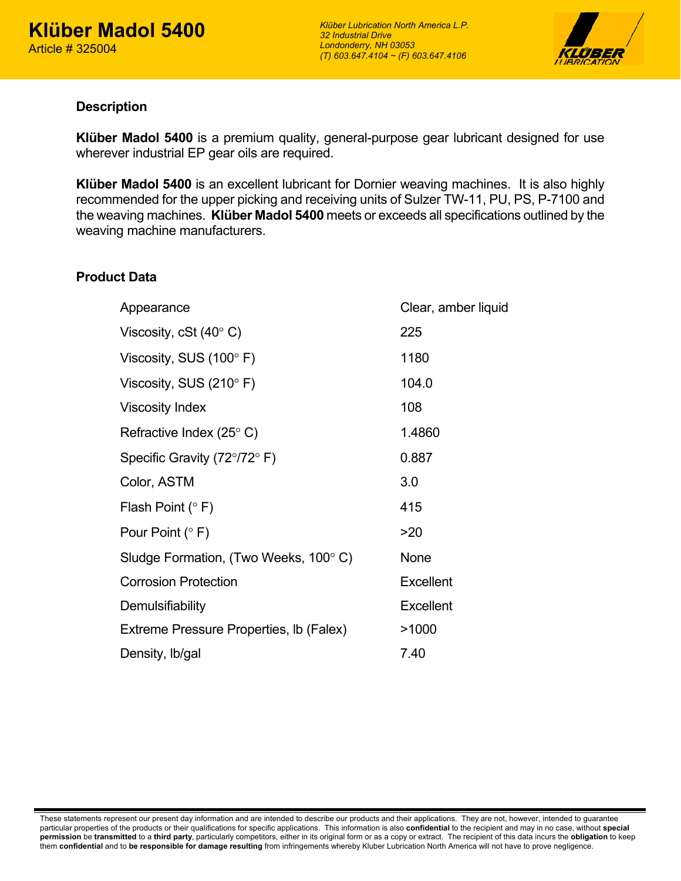# Klüber Madol 5400

Article # 325004

*Klüber Lubrication North America L.P.*
*32 Industrial Drive*
*Londonderry, NH 03053*
*(T) 603.647.4104 ~ (F) 603.647.4106*

## Description

**Klüber Madol 5400** is a premium quality, general-purpose gear lubricant designed for use wherever industrial EP gear oils are required.

**Klüber Madol 5400** is an excellent lubricant for Dornier weaving machines. It is also highly recommended for the upper picking and receiving units of Sulzer TW-11, PU, PS, P-7100 and the weaving machines. **Klüber Madol 5400** meets or exceeds all specifications outlined by the weaving machine manufacturers.

## Product Data

| | |
|---|---|
| Appearance | Clear, amber liquid |
| Viscosity, cSt (40° C) | 225 |
| Viscosity, SUS (100° F) | 1180 |
| Viscosity, SUS (210° F) | 104.0 |
| Viscosity Index | 108 |
| Refractive Index (25° C) | 1.4860 |
| Specific Gravity (72°/72° F) | 0.887 |
| Color, ASTM | 3.0 |
| Flash Point (° F) | 415 |
| Pour Point (° F) | >20 |
| Sludge Formation, (Two Weeks, 100° C) | None |
| Corrosion Protection | Excellent |
| Demulsifiability | Excellent |
| Extreme Pressure Properties, lb (Falex) | >1000 |
| Density, lb/gal | 7.40 |

These statements represent our present day information and are intended to describe our products and their applications. They are not, however, intended to guarantee particular properties of the products or their qualifications for specific applications. This information is also **confidential** to the recipient and may in no case, without **special permission** be **transmitted** to a **third party**, particularly competitors, either in its original form or as a copy or extract. The recipient of this data incurs the **obligation** to keep them **confidential** and to **be responsible for damage resulting** from infringements whereby Kluber Lubrication North America will not have to prove negligence.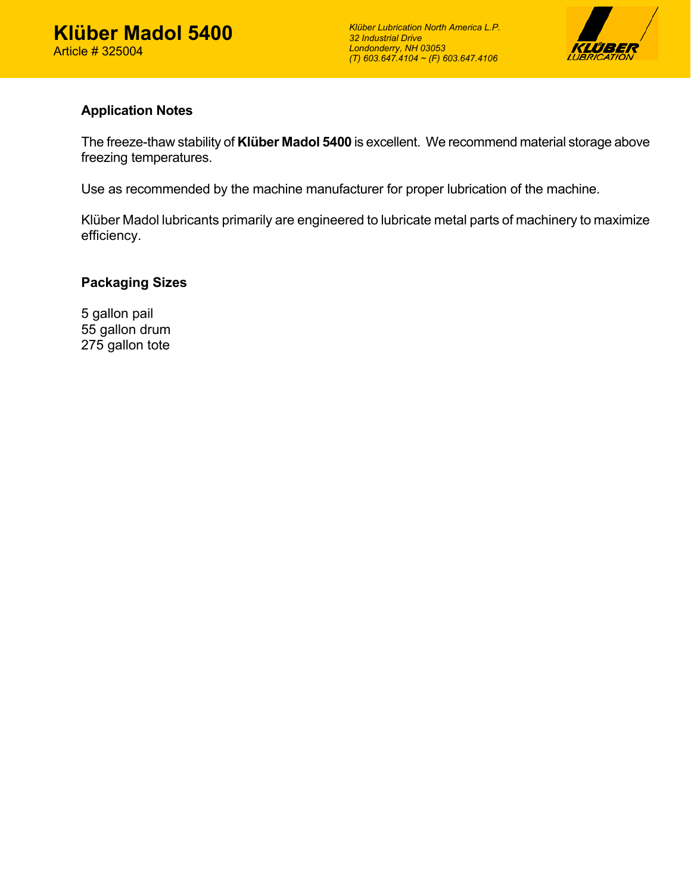## Application Notes

The freeze-thaw stability of **Klüber Madol 5400** is excellent. We recommend material storage above freezing temperatures.

Use as recommended by the machine manufacturer for proper lubrication of the machine.

Klüber Madol lubricants primarily are engineered to lubricate metal parts of machinery to maximize efficiency.

## Packaging Sizes

5 gallon pail
55 gallon drum
275 gallon tote